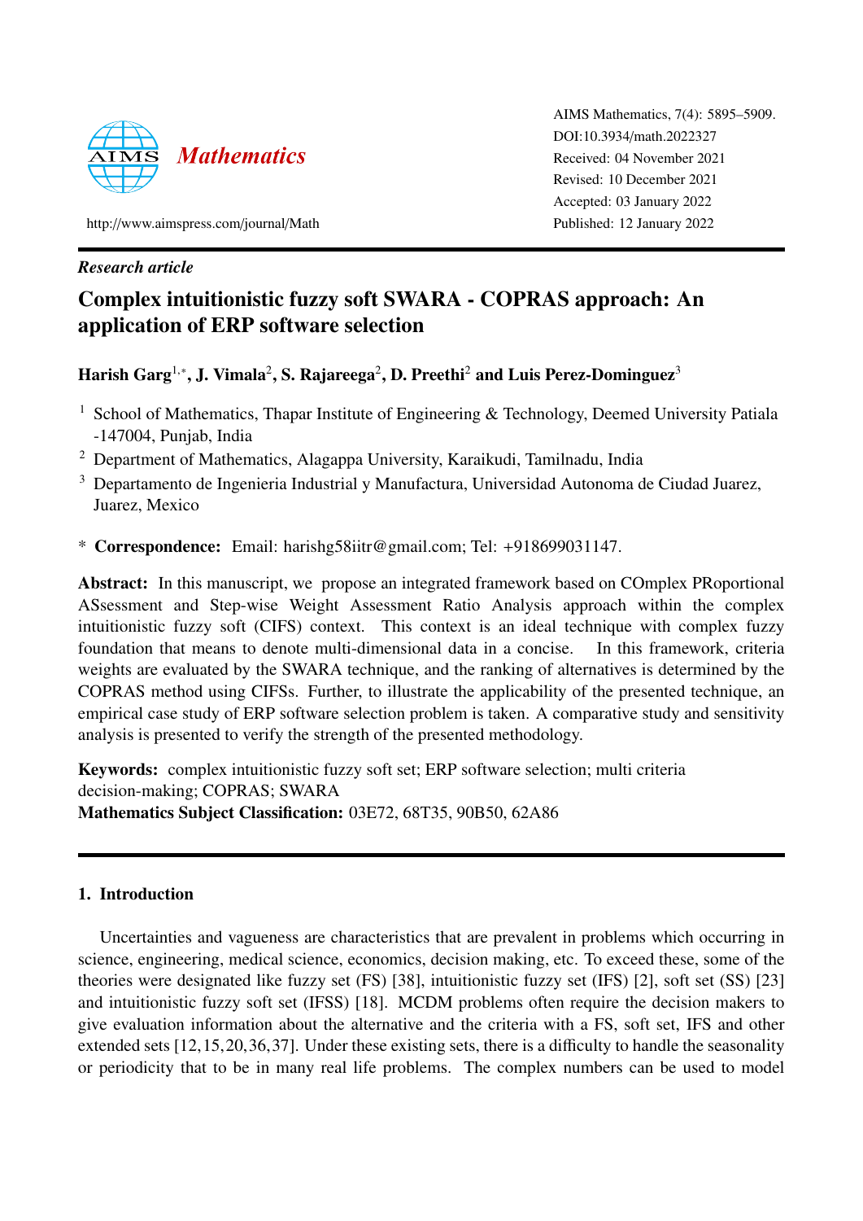AIMS Mathematics, 7(4): 5895–5909.
DOI:10.3934/math.2022327
Received: 04 November 2021
Revised: 10 December 2021
Accepted: 03 January 2022
Published: 12 January 2022

http://www.aimspress.com/journal/Math

*Research article*

# Complex intuitionistic fuzzy soft SWARA - COPRAS approach: An application of ERP software selection

**Harish Garg[1,*], J. Vimala[2], S. Rajareega[2], D. Preethi[2] and Luis Perez-Dominguez[3]**

[1] School of Mathematics, Thapar Institute of Engineering & Technology, Deemed University Patiala -147004, Punjab, India

[2] Department of Mathematics, Alagappa University, Karaikudi, Tamilnadu, India

[3] Departamento de Ingenieria Industrial y Manufactura, Universidad Autonoma de Ciudad Juarez, Juarez, Mexico

* **Correspondence:** Email: harishg58iitr@gmail.com; Tel: +918699031147.

**Abstract:** In this manuscript, we propose an integrated framework based on COmplex PRoportional ASsessment and Step-wise Weight Assessment Ratio Analysis approach within the complex intuitionistic fuzzy soft (CIFS) context. This context is an ideal technique with complex fuzzy foundation that means to denote multi-dimensional data in a concise. In this framework, criteria weights are evaluated by the SWARA technique, and the ranking of alternatives is determined by the COPRAS method using CIFSs. Further, to illustrate the applicability of the presented technique, an empirical case study of ERP software selection problem is taken. A comparative study and sensitivity analysis is presented to verify the strength of the presented methodology.

**Keywords:** complex intuitionistic fuzzy soft set; ERP software selection; multi criteria decision-making; COPRAS; SWARA
**Mathematics Subject Classification:** 03E72, 68T35, 90B50, 62A86

## 1. Introduction

Uncertainties and vagueness are characteristics that are prevalent in problems which occurring in science, engineering, medical science, economics, decision making, etc. To exceed these, some of the theories were designated like fuzzy set (FS) [38], intuitionistic fuzzy set (IFS) [2], soft set (SS) [23] and intuitionistic fuzzy soft set (IFSS) [18]. MCDM problems often require the decision makers to give evaluation information about the alternative and the criteria with a FS, soft set, IFS and other extended sets [12, 15, 20, 36, 37]. Under these existing sets, there is a difficulty to handle the seasonality or periodicity that to be in many real life problems. The complex numbers can be used to model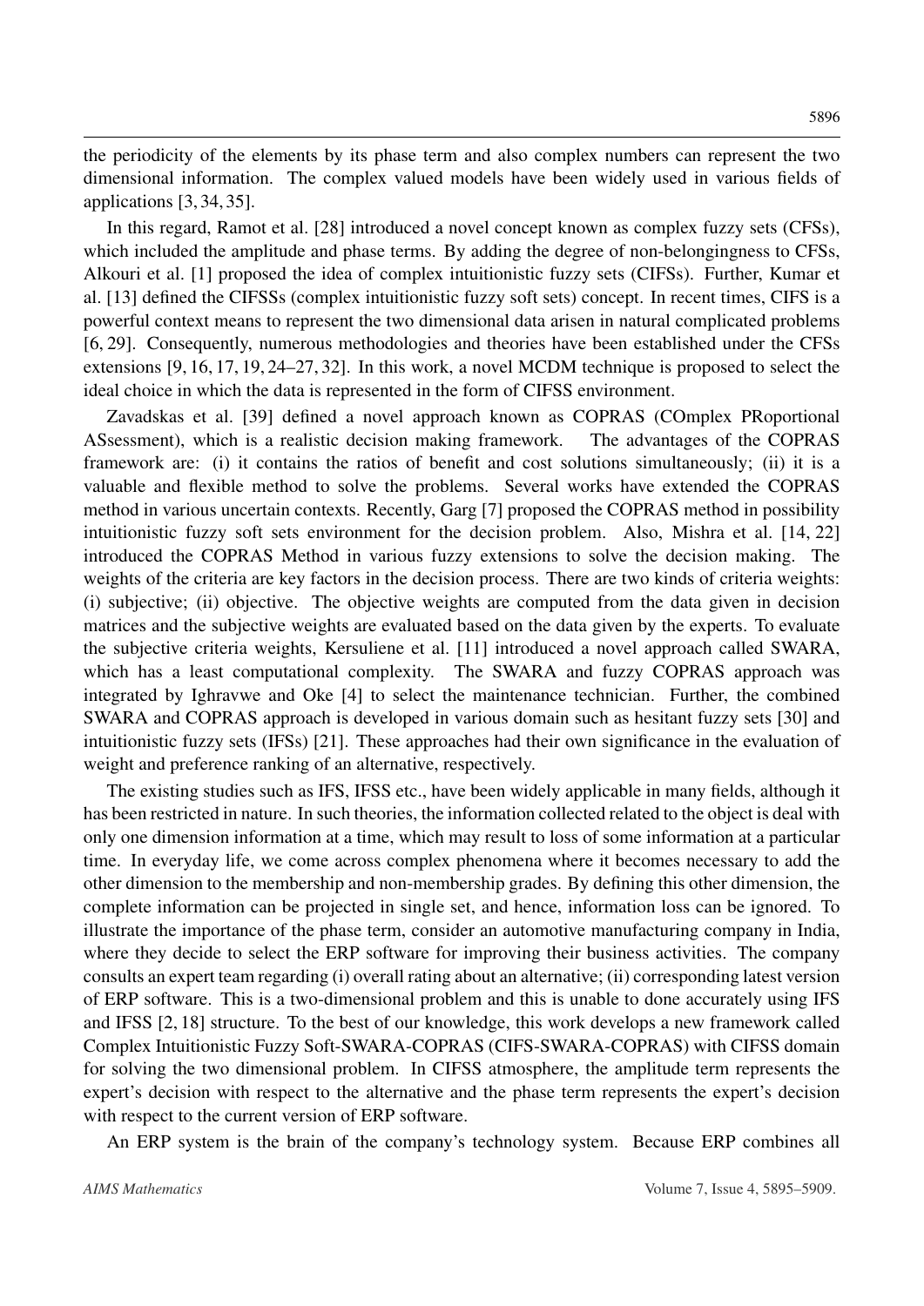the periodicity of the elements by its phase term and also complex numbers can represent the two dimensional information. The complex valued models have been widely used in various fields of applications [3, 34, 35].

In this regard, Ramot et al. [28] introduced a novel concept known as complex fuzzy sets (CFSs), which included the amplitude and phase terms. By adding the degree of non-belongingness to CFSs, Alkouri et al. [1] proposed the idea of complex intuitionistic fuzzy sets (CIFSs). Further, Kumar et al. [13] defined the CIFSSs (complex intuitionistic fuzzy soft sets) concept. In recent times, CIFS is a powerful context means to represent the two dimensional data arisen in natural complicated problems [6, 29]. Consequently, numerous methodologies and theories have been established under the CFSs extensions [9, 16, 17, 19, 24–27, 32]. In this work, a novel MCDM technique is proposed to select the ideal choice in which the data is represented in the form of CIFSS environment.

Zavadskas et al. [39] defined a novel approach known as COPRAS (COmplex PRoportional ASsessment), which is a realistic decision making framework. The advantages of the COPRAS framework are: (i) it contains the ratios of benefit and cost solutions simultaneously; (ii) it is a valuable and flexible method to solve the problems. Several works have extended the COPRAS method in various uncertain contexts. Recently, Garg [7] proposed the COPRAS method in possibility intuitionistic fuzzy soft sets environment for the decision problem. Also, Mishra et al. [14, 22] introduced the COPRAS Method in various fuzzy extensions to solve the decision making. The weights of the criteria are key factors in the decision process. There are two kinds of criteria weights: (i) subjective; (ii) objective. The objective weights are computed from the data given in decision matrices and the subjective weights are evaluated based on the data given by the experts. To evaluate the subjective criteria weights, Kersuliene et al. [11] introduced a novel approach called SWARA, which has a least computational complexity. The SWARA and fuzzy COPRAS approach was integrated by Ighravwe and Oke [4] to select the maintenance technician. Further, the combined SWARA and COPRAS approach is developed in various domain such as hesitant fuzzy sets [30] and intuitionistic fuzzy sets (IFSs) [21]. These approaches had their own significance in the evaluation of weight and preference ranking of an alternative, respectively.

The existing studies such as IFS, IFSS etc., have been widely applicable in many fields, although it has been restricted in nature. In such theories, the information collected related to the object is deal with only one dimension information at a time, which may result to loss of some information at a particular time. In everyday life, we come across complex phenomena where it becomes necessary to add the other dimension to the membership and non-membership grades. By defining this other dimension, the complete information can be projected in single set, and hence, information loss can be ignored. To illustrate the importance of the phase term, consider an automotive manufacturing company in India, where they decide to select the ERP software for improving their business activities. The company consults an expert team regarding (i) overall rating about an alternative; (ii) corresponding latest version of ERP software. This is a two-dimensional problem and this is unable to done accurately using IFS and IFSS [2, 18] structure. To the best of our knowledge, this work develops a new framework called Complex Intuitionistic Fuzzy Soft-SWARA-COPRAS (CIFS-SWARA-COPRAS) with CIFSS domain for solving the two dimensional problem. In CIFSS atmosphere, the amplitude term represents the expert's decision with respect to the alternative and the phase term represents the expert's decision with respect to the current version of ERP software.

An ERP system is the brain of the company's technology system. Because ERP combines all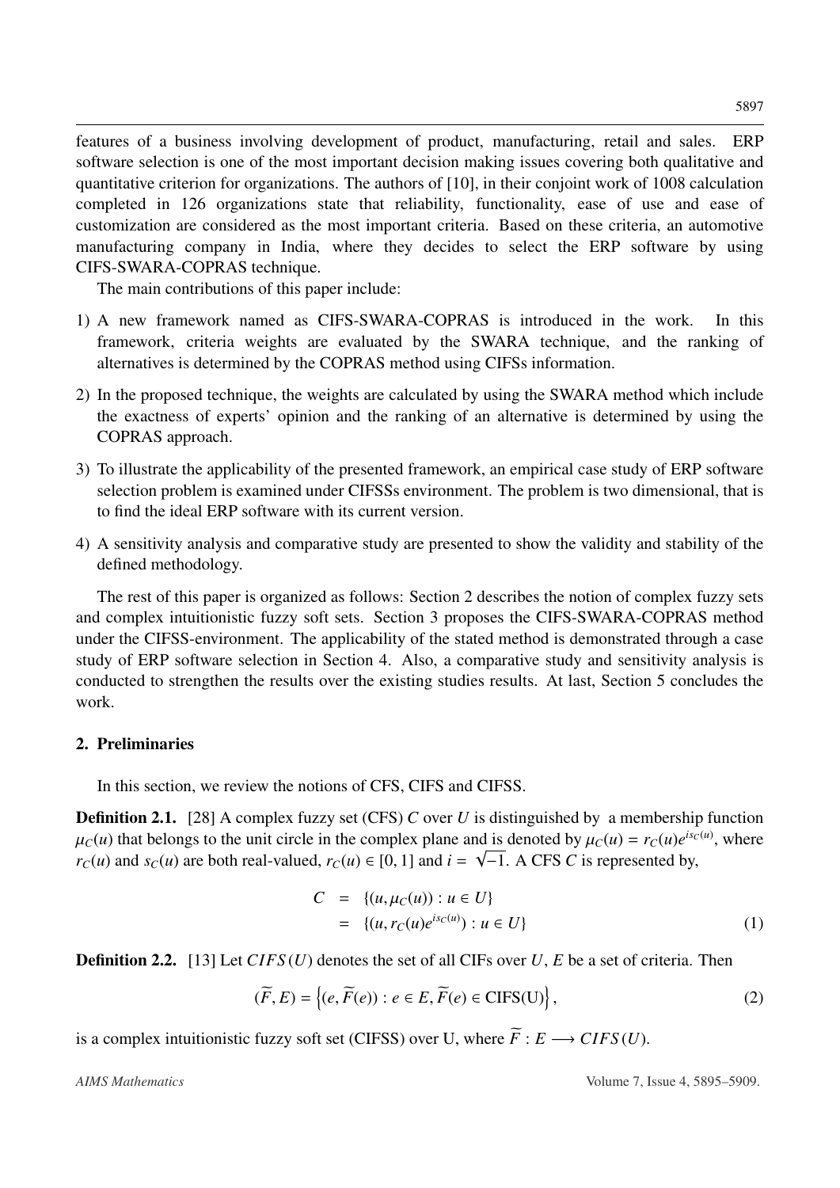features of a business involving development of product, manufacturing, retail and sales. ERP software selection is one of the most important decision making issues covering both qualitative and quantitative criterion for organizations. The authors of [10], in their conjoint work of 1008 calculation completed in 126 organizations state that reliability, functionality, ease of use and ease of customization are considered as the most important criteria. Based on these criteria, an automotive manufacturing company in India, where they decides to select the ERP software by using CIFS-SWARA-COPRAS technique.

The main contributions of this paper include:

1) A new framework named as CIFS-SWARA-COPRAS is introduced in the work. In this framework, criteria weights are evaluated by the SWARA technique, and the ranking of alternatives is determined by the COPRAS method using CIFSs information.
2) In the proposed technique, the weights are calculated by using the SWARA method which include the exactness of experts' opinion and the ranking of an alternative is determined by using the COPRAS approach.
3) To illustrate the applicability of the presented framework, an empirical case study of ERP software selection problem is examined under CIFSSs environment. The problem is two dimensional, that is to find the ideal ERP software with its current version.
4) A sensitivity analysis and comparative study are presented to show the validity and stability of the defined methodology.

The rest of this paper is organized as follows: Section 2 describes the notion of complex fuzzy sets and complex intuitionistic fuzzy soft sets. Section 3 proposes the CIFS-SWARA-COPRAS method under the CIFSS-environment. The applicability of the stated method is demonstrated through a case study of ERP software selection in Section 4. Also, a comparative study and sensitivity analysis is conducted to strengthen the results over the existing studies results. At last, Section 5 concludes the work.

## 2. Preliminaries

In this section, we review the notions of CFS, CIFS and CIFSS.

**Definition 2.1.** [28] A complex fuzzy set (CFS) $C$ over $U$ is distinguished by a membership function $\mu_C(u)$ that belongs to the unit circle in the complex plane and is denoted by $\mu_C(u) = r_C(u)e^{is_C(u)}$, where $r_C(u)$ and $s_C(u)$ are both real-valued, $r_C(u) \in [0, 1]$ and $i = \sqrt{-1}$. A CFS $C$ is represented by,

$$\begin{aligned} C &= \{(u, \mu_C(u)) : u \in U\} \\ &= \{(u, r_C(u)e^{is_C(u)}) : u \in U\} \end{aligned} \tag{1}$$

**Definition 2.2.** [13] Let $CIFS(U)$ denotes the set of all CIFs over $U$, $E$ be a set of criteria. Then

$$(\widetilde{F}, E) = \left\{(e, \widetilde{F}(e)) : e \in E, \widetilde{F}(e) \in \text{CIFS(U)}\right\}, \tag{2}$$

is a complex intuitionistic fuzzy soft set (CIFSS) over U, where $\widetilde{F} : E \longrightarrow CIFS(U)$.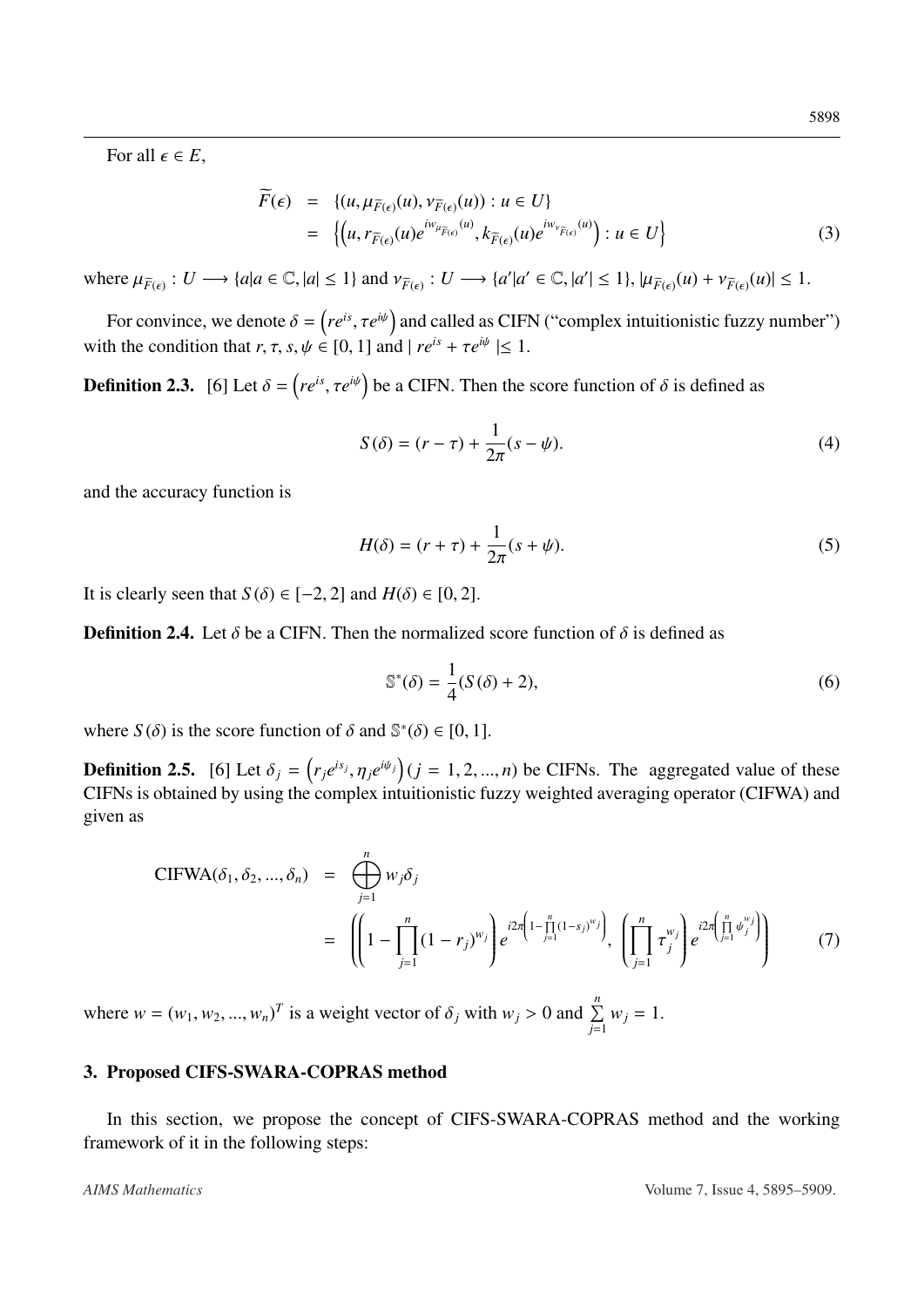For all $\epsilon \in E$,

$$\begin{aligned} \widetilde{F}(\epsilon) &= \{(u, \mu_{\widetilde{F}(\epsilon)}(u), \nu_{\widetilde{F}(\epsilon)}(u)) : u \in U\} \\ &= \left\{ \left(u, r_{\widetilde{F}(\epsilon)}(u) e^{iw_{\mu_{\widetilde{F}(\epsilon)}}(u)}, k_{\widetilde{F}(\epsilon)}(u) e^{iw_{\nu_{\widetilde{F}(\epsilon)}}(u)}\right) : u \in U \right\} \end{aligned} \tag{3}$$

where $\mu_{\widetilde{F}(\epsilon)} : U \longrightarrow \{a | a \in \mathbb{C}, |a| \leq 1\}$ and $\nu_{\widetilde{F}(\epsilon)} : U \longrightarrow \{a' | a' \in \mathbb{C}, |a'| \leq 1\}$, $|\mu_{\widetilde{F}(\epsilon)}(u) + \nu_{\widetilde{F}(\epsilon)}(u)| \leq 1$.

For convince, we denote $\delta = \left(re^{is}, \tau e^{i\psi}\right)$ and called as CIFN ("complex intuitionistic fuzzy number") with the condition that $r, \tau, s, \psi \in [0, 1]$ and $| re^{is} + \tau e^{i\psi} | \leq 1$.

**Definition 2.3.** [6] Let $\delta = \left(re^{is}, \tau e^{i\psi}\right)$ be a CIFN. Then the score function of $\delta$ is defined as

$$S(\delta) = (r - \tau) + \frac{1}{2\pi}(s - \psi). \tag{4}$$

and the accuracy function is

$$H(\delta) = (r + \tau) + \frac{1}{2\pi}(s + \psi). \tag{5}$$

It is clearly seen that $S(\delta) \in [-2, 2]$ and $H(\delta) \in [0, 2]$.

**Definition 2.4.** Let $\delta$ be a CIFN. Then the normalized score function of $\delta$ is defined as

$$\mathbb{S}^*(\delta) = \frac{1}{4}(S(\delta) + 2), \tag{6}$$

where $S(\delta)$ is the score function of $\delta$ and $\mathbb{S}^*(\delta) \in [0, 1]$.

**Definition 2.5.** [6] Let $\delta_j = \left(r_j e^{is_j}, \eta_j e^{i\psi_j}\right) (j = 1, 2, ..., n)$ be CIFNs. The aggregated value of these CIFNs is obtained by using the complex intuitionistic fuzzy weighted averaging operator (CIFWA) and given as

$$\begin{aligned} \text{CIFWA}(\delta_1, \delta_2, ..., \delta_n) &= \bigoplus_{j=1}^{n} w_j \delta_j \\ &= \left( \left(1 - \prod_{j=1}^{n} (1 - r_j)^{w_j}\right) e^{i2\pi\left(1 - \prod_{j=1}^{n} (1 - s_j)^{w_j}\right)}, \left(\prod_{j=1}^{n} \tau_j^{w_j}\right) e^{i2\pi\left(\prod_{j=1}^{n} \psi_j^{w_j}\right)} \right) \end{aligned} \tag{7}$$

where $w = (w_1, w_2, ..., w_n)^T$ is a weight vector of $\delta_j$ with $w_j > 0$ and $\sum_{j=1}^{n} w_j = 1$.

## 3. Proposed CIFS-SWARA-COPRAS method

In this section, we propose the concept of CIFS-SWARA-COPRAS method and the working framework of it in the following steps: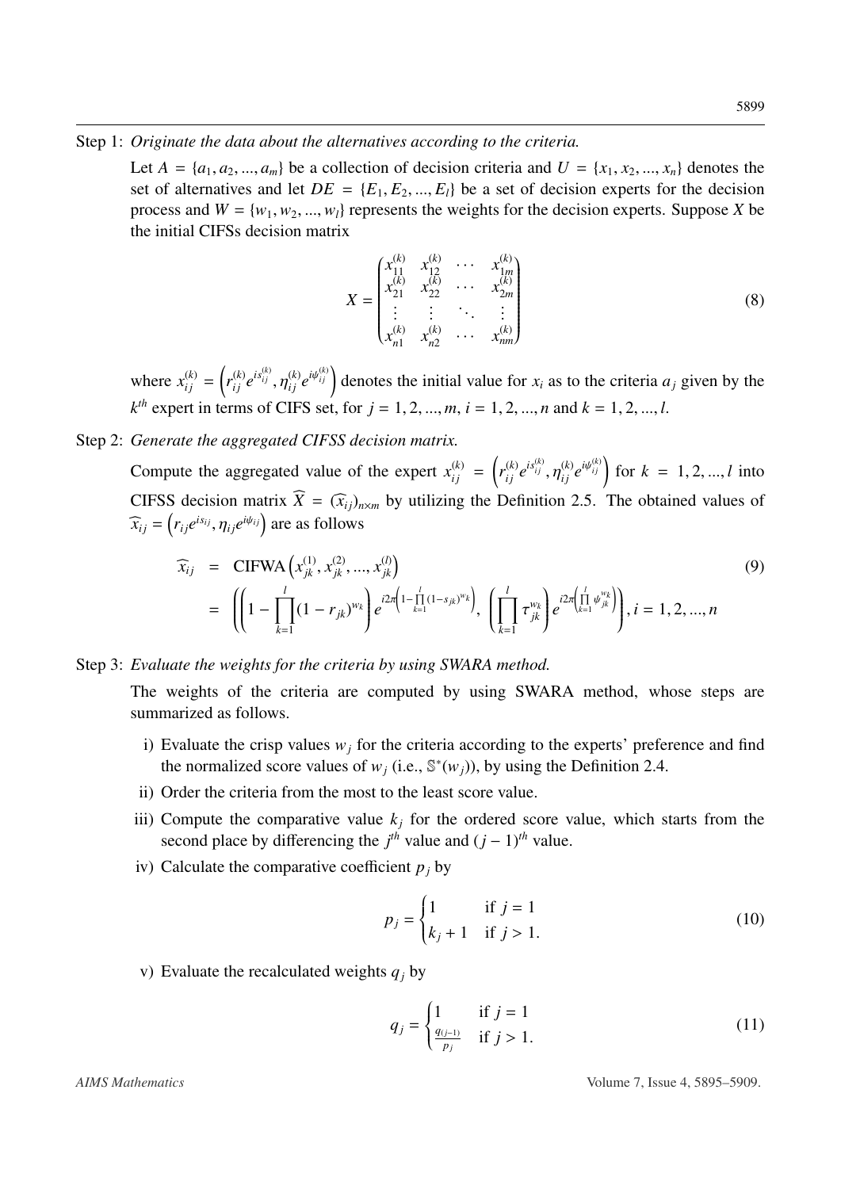Step 1: *Originate the data about the alternatives according to the criteria.*

Let $A = \{a_1, a_2, ..., a_m\}$ be a collection of decision criteria and $U = \{x_1, x_2, ..., x_n\}$ denotes the set of alternatives and let $DE = \{E_1, E_2, ..., E_l\}$ be a set of decision experts for the decision process and $W = \{w_1, w_2, ..., w_l\}$ represents the weights for the decision experts. Suppose $X$ be the initial CIFSs decision matrix

$$X = \begin{pmatrix} x_{11}^{(k)} & x_{12}^{(k)} & \cdots & x_{1m}^{(k)} \\ x_{21}^{(k)} & x_{22}^{(k)} & \cdots & x_{2m}^{(k)} \\ \vdots & \vdots & \ddots & \vdots \\ x_{n1}^{(k)} & x_{n2}^{(k)} & \cdots & x_{nm}^{(k)} \end{pmatrix} \tag{8}$$

where $x_{ij}^{(k)} = \left(r_{ij}^{(k)} e^{i s_{ij}^{(k)}}, \eta_{ij}^{(k)} e^{i\psi_{ij}^{(k)}}\right)$ denotes the initial value for $x_i$ as to the criteria $a_j$ given by the $k^{th}$ expert in terms of CIFS set, for $j = 1, 2, ..., m$, $i = 1, 2, ..., n$ and $k = 1, 2, ..., l$.

Step 2: *Generate the aggregated CIFSS decision matrix.*

Compute the aggregated value of the expert $x_{ij}^{(k)} = \left(r_{ij}^{(k)} e^{i s_{ij}^{(k)}}, \eta_{ij}^{(k)} e^{i\psi_{ij}^{(k)}}\right)$ for $k = 1, 2, ..., l$ into CIFSS decision matrix $\widehat{X} = (\widehat{x}_{ij})_{n\times m}$ by utilizing the Definition 2.5. The obtained values of $\widehat{x}_{ij} = \left(r_{ij} e^{i s_{ij}}, \eta_{ij} e^{i\psi_{ij}}\right)$ are as follows

$$\begin{aligned} \widehat{x}_{ij} &= \text{CIFWA}\left(x_{jk}^{(1)}, x_{jk}^{(2)}, ..., x_{jk}^{(l)}\right) \\ &= \left(\left(1 - \prod_{k=1}^{l}(1 - r_{jk})^{w_k}\right) e^{i2\pi\left(1 - \prod_{k=1}^{l}(1 - s_{jk})^{w_k}\right)}, \left(\prod_{k=1}^{l} \tau_{jk}^{w_k}\right) e^{i2\pi\left(\prod_{k=1}^{l} \psi_{jk}^{w_k}\right)}\right), i = 1, 2, ..., n \end{aligned} \tag{9}$$

Step 3: *Evaluate the weights for the criteria by using SWARA method.*

The weights of the criteria are computed by using SWARA method, whose steps are summarized as follows.

i) Evaluate the crisp values $w_j$ for the criteria according to the experts' preference and find the normalized score values of $w_j$ (i.e., $\mathbb{S}^*(w_j)$), by using the Definition 2.4.

ii) Order the criteria from the most to the least score value.

iii) Compute the comparative value $k_j$ for the ordered score value, which starts from the second place by differencing the $j^{th}$ value and $(j-1)^{th}$ value.

iv) Calculate the comparative coefficient $p_j$ by

$$p_j = \begin{cases} 1 & \text{if } j = 1 \\ k_j + 1 & \text{if } j > 1. \end{cases} \tag{10}$$

v) Evaluate the recalculated weights $q_j$ by

$$q_j = \begin{cases} 1 & \text{if } j = 1 \\ \frac{q_{(j-1)}}{p_j} & \text{if } j > 1. \end{cases} \tag{11}$$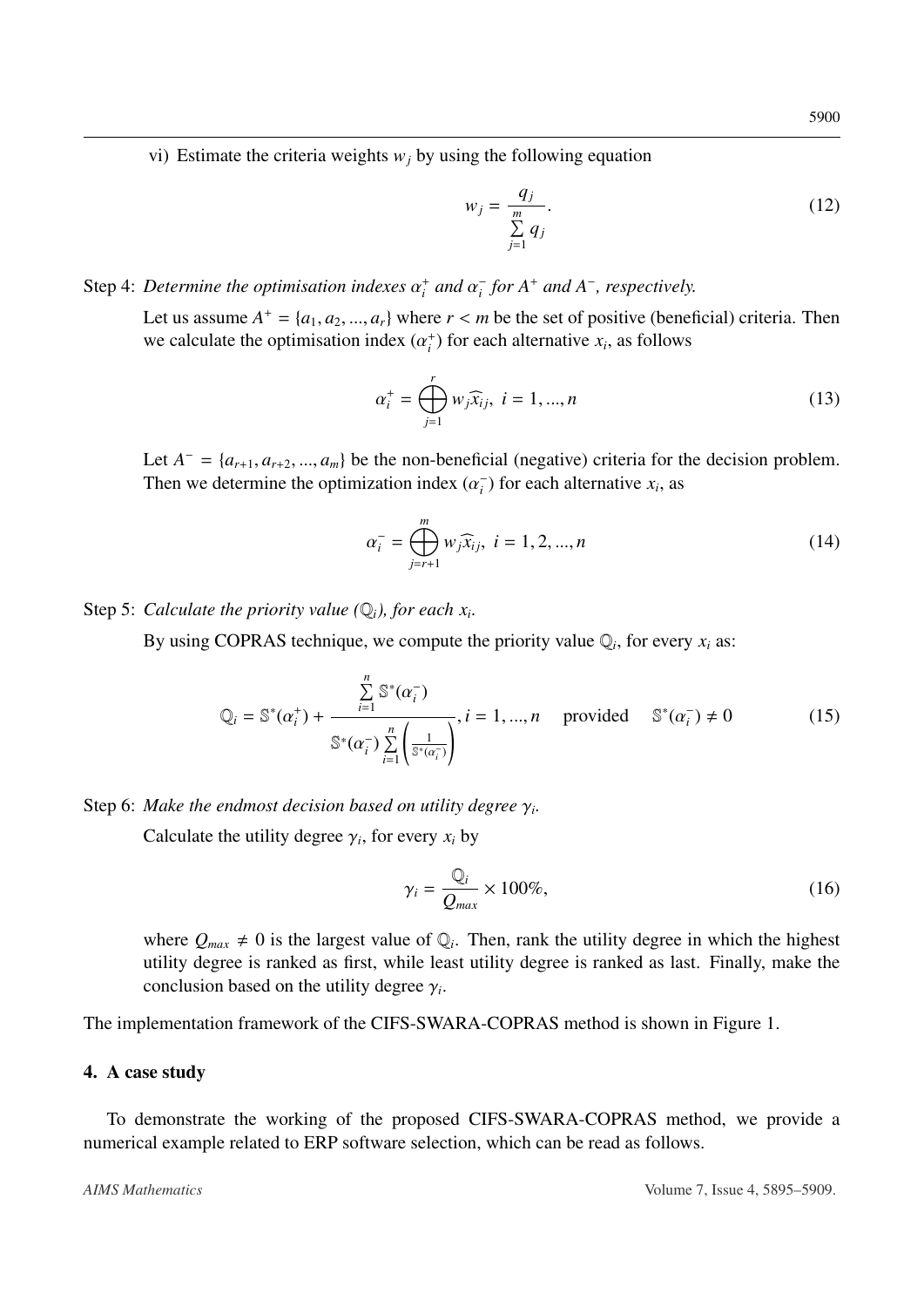vi) Estimate the criteria weights $w_j$ by using the following equation

$$w_j = \frac{q_j}{\sum\limits_{j=1}^{m} q_j}. \tag{12}$$

Step 4: *Determine the optimisation indexes $\alpha_i^+$ and $\alpha_i^-$ for $A^+$ and $A^-$, respectively.*

Let us assume $A^+ = \{a_1, a_2, ..., a_r\}$ where $r < m$ be the set of positive (beneficial) criteria. Then we calculate the optimisation index ($\alpha_i^+$) for each alternative $x_i$, as follows

$$\alpha_i^+ = \bigoplus_{j=1}^{r} w_j \widehat{x}_{ij}, \; i = 1, ..., n \tag{13}$$

Let $A^- = \{a_{r+1}, a_{r+2}, ..., a_m\}$ be the non-beneficial (negative) criteria for the decision problem. Then we determine the optimization index ($\alpha_i^-$) for each alternative $x_i$, as

$$\alpha_i^- = \bigoplus_{j=r+1}^{m} w_j \widehat{x}_{ij}, \; i = 1, 2, ..., n \tag{14}$$

Step 5: *Calculate the priority value ($\mathbb{Q}_i$), for each $x_i$.*

By using COPRAS technique, we compute the priority value $\mathbb{Q}_i$, for every $x_i$ as:

$$\mathbb{Q}_i = \mathbb{S}^*(\alpha_i^+) + \frac{\sum\limits_{i=1}^{n} \mathbb{S}^*(\alpha_i^-)}{\mathbb{S}^*(\alpha_i^-) \sum\limits_{i=1}^{n} \left( \frac{1}{\mathbb{S}^*(\alpha_i^-)} \right)}, i = 1, ..., n \quad \text{provided} \quad \mathbb{S}^*(\alpha_i^-) \neq 0 \tag{15}$$

Step 6: *Make the endmost decision based on utility degree $\gamma_i$.*

Calculate the utility degree $\gamma_i$, for every $x_i$ by

$$\gamma_i = \frac{\mathbb{Q}_i}{Q_{max}} \times 100\%, \tag{16}$$

where $Q_{max} \neq 0$ is the largest value of $\mathbb{Q}_i$. Then, rank the utility degree in which the highest utility degree is ranked as first, while least utility degree is ranked as last. Finally, make the conclusion based on the utility degree $\gamma_i$.

The implementation framework of the CIFS-SWARA-COPRAS method is shown in Figure 1.

## 4. A case study

To demonstrate the working of the proposed CIFS-SWARA-COPRAS method, we provide a numerical example related to ERP software selection, which can be read as follows.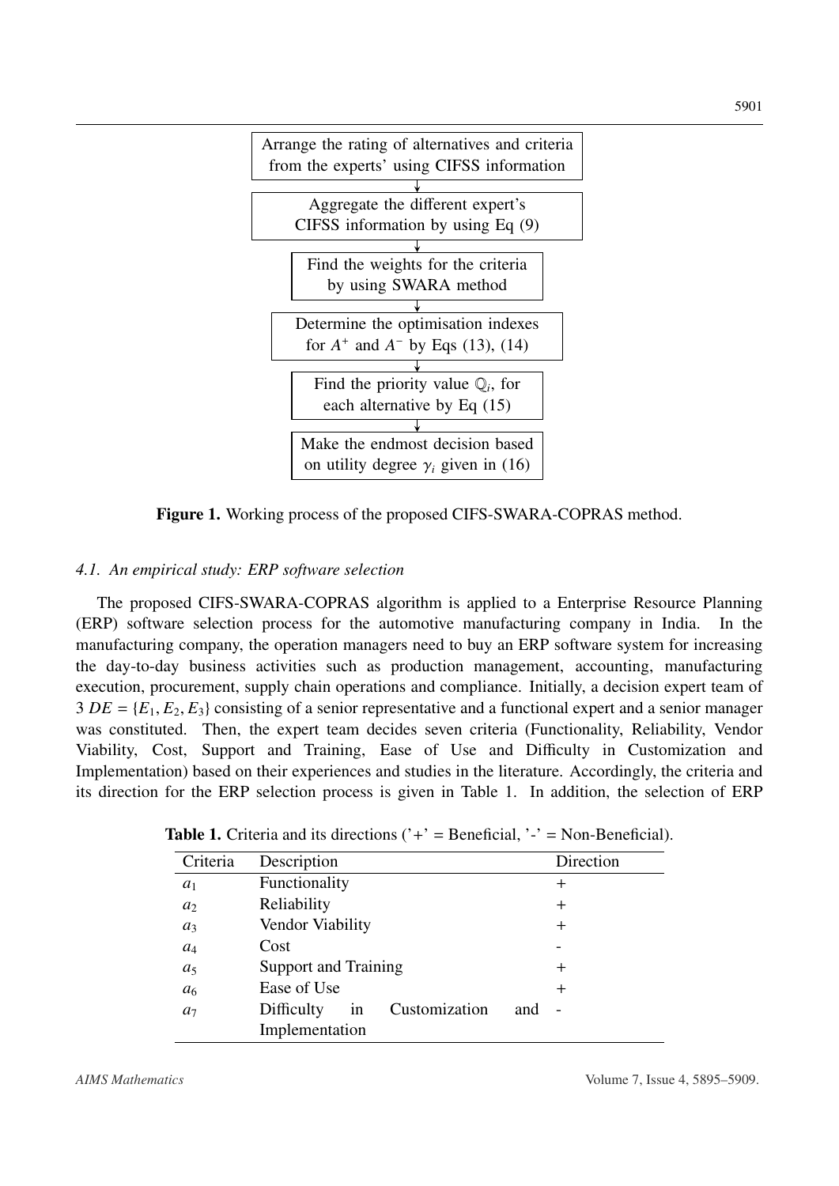Arrange the rating of alternatives and criteria from the experts' using CIFSS information

↓

Aggregate the different expert's CIFSS information by using Eq (9)

↓

Find the weights for the criteria by using SWARA method

↓

Determine the optimisation indexes for $A^+$ and $A^-$ by Eqs (13), (14)

↓

Find the priority value $\mathbb{Q}_i$, for each alternative by Eq (15)

↓

Make the endmost decision based on utility degree $\gamma_i$ given in (16)

**Figure 1.** Working process of the proposed CIFS-SWARA-COPRAS method.

### *4.1. An empirical study: ERP software selection*

The proposed CIFS-SWARA-COPRAS algorithm is applied to a Enterprise Resource Planning (ERP) software selection process for the automotive manufacturing company in India. In the manufacturing company, the operation managers need to buy an ERP software system for increasing the day-to-day business activities such as production management, accounting, manufacturing execution, procurement, supply chain operations and compliance. Initially, a decision expert team of 3 $DE = \{E_1, E_2, E_3\}$ consisting of a senior representative and a functional expert and a senior manager was constituted. Then, the expert team decides seven criteria (Functionality, Reliability, Vendor Viability, Cost, Support and Training, Ease of Use and Difficulty in Customization and Implementation) based on their experiences and studies in the literature. Accordingly, the criteria and its direction for the ERP selection process is given in Table 1. In addition, the selection of ERP

**Table 1.** Criteria and its directions ('+' = Beneficial, '-' = Non-Beneficial).

| Criteria | Description | Direction |
|---|---|---|
| $a_1$ | Functionality | + |
| $a_2$ | Reliability | + |
| $a_3$ | Vendor Viability | + |
| $a_4$ | Cost | - |
| $a_5$ | Support and Training | + |
| $a_6$ | Ease of Use | + |
| $a_7$ | Difficulty in Customization and Implementation | - |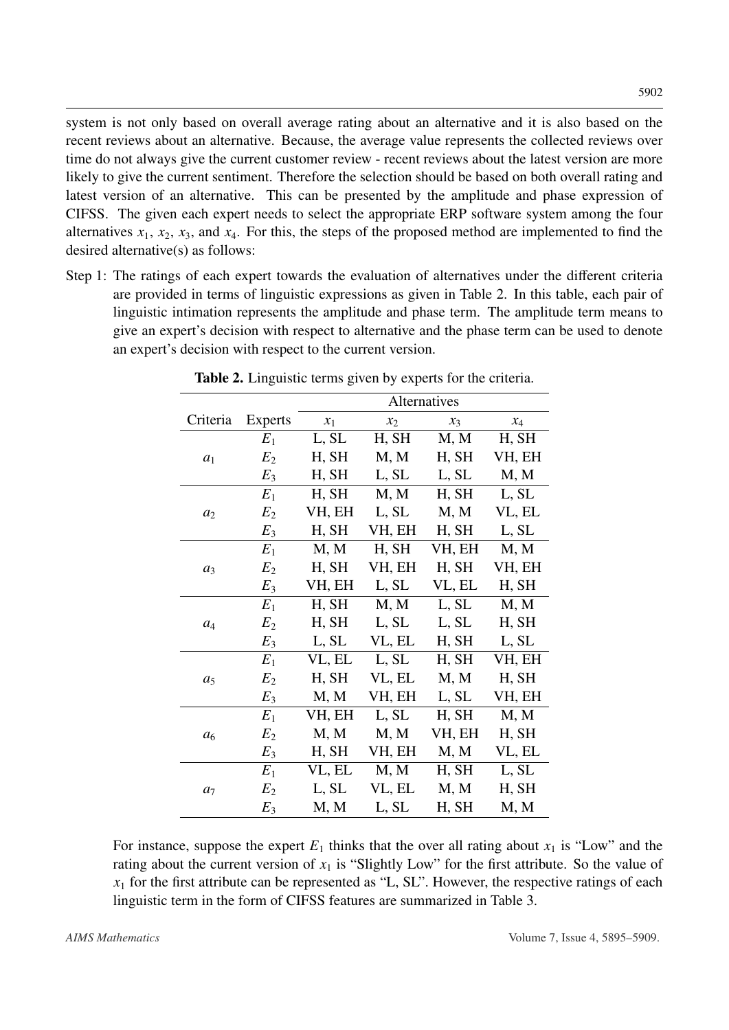system is not only based on overall average rating about an alternative and it is also based on the recent reviews about an alternative. Because, the average value represents the collected reviews over time do not always give the current customer review - recent reviews about the latest version are more likely to give the current sentiment. Therefore the selection should be based on both overall rating and latest version of an alternative. This can be presented by the amplitude and phase expression of CIFSS. The given each expert needs to select the appropriate ERP software system among the four alternatives $x_1$, $x_2$, $x_3$, and $x_4$. For this, the steps of the proposed method are implemented to find the desired alternative(s) as follows:

Step 1: The ratings of each expert towards the evaluation of alternatives under the different criteria are provided in terms of linguistic expressions as given in Table 2. In this table, each pair of linguistic intimation represents the amplitude and phase term. The amplitude term means to give an expert's decision with respect to alternative and the phase term can be used to denote an expert's decision with respect to the current version.

**Table 2.** Linguistic terms given by experts for the criteria.

| Criteria | Experts | Alternatives | | | |
|---|---|---|---|---|---|
| | | $x_1$ | $x_2$ | $x_3$ | $x_4$ |
| $a_1$ | $E_1$ | L, SL | H, SH | M, M | H, SH |
| | $E_2$ | H, SH | M, M | H, SH | VH, EH |
| | $E_3$ | H, SH | L, SL | L, SL | M, M |
| $a_2$ | $E_1$ | H, SH | M, M | H, SH | L, SL |
| | $E_2$ | VH, EH | L, SL | M, M | VL, EL |
| | $E_3$ | H, SH | VH, EH | H, SH | L, SL |
| $a_3$ | $E_1$ | M, M | H, SH | VH, EH | M, M |
| | $E_2$ | H, SH | VH, EH | H, SH | VH, EH |
| | $E_3$ | VH, EH | L, SL | VL, EL | H, SH |
| $a_4$ | $E_1$ | H, SH | M, M | L, SL | M, M |
| | $E_2$ | H, SH | L, SL | L, SL | H, SH |
| | $E_3$ | L, SL | VL, EL | H, SH | L, SL |
| $a_5$ | $E_1$ | VL, EL | L, SL | H, SH | VH, EH |
| | $E_2$ | H, SH | VL, EL | M, M | H, SH |
| | $E_3$ | M, M | VH, EH | L, SL | VH, EH |
| $a_6$ | $E_1$ | VH, EH | L, SL | H, SH | M, M |
| | $E_2$ | M, M | M, M | VH, EH | H, SH |
| | $E_3$ | H, SH | VH, EH | M, M | VL, EL |
| $a_7$ | $E_1$ | VL, EL | M, M | H, SH | L, SL |
| | $E_2$ | L, SL | VL, EL | M, M | H, SH |
| | $E_3$ | M, M | L, SL | H, SH | M, M |

For instance, suppose the expert $E_1$ thinks that the over all rating about $x_1$ is "Low" and the rating about the current version of $x_1$ is "Slightly Low" for the first attribute. So the value of $x_1$ for the first attribute can be represented as "L, SL". However, the respective ratings of each linguistic term in the form of CIFSS features are summarized in Table 3.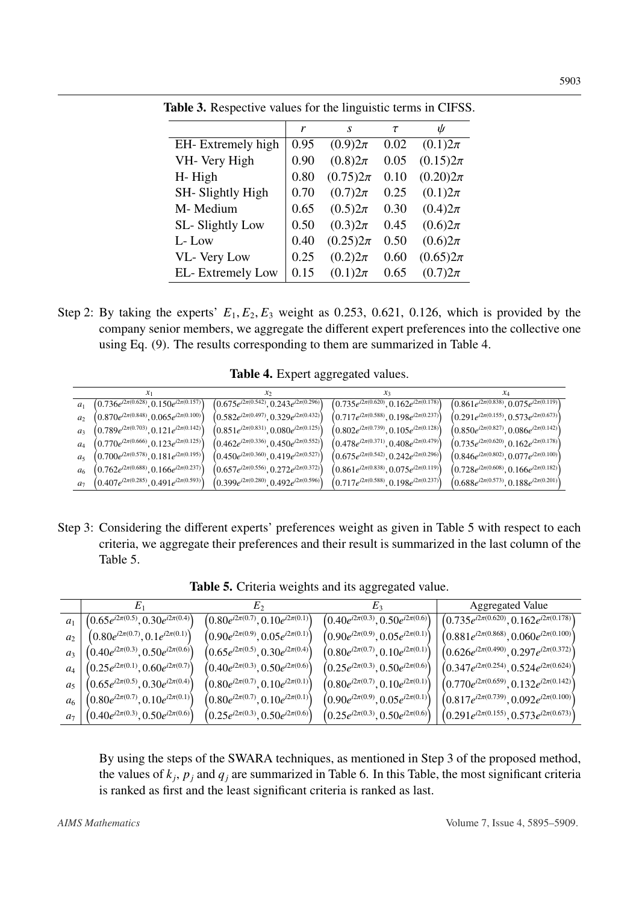**Table 3.** Respective values for the linguistic terms in CIFSS.

| | $r$ | $s$ | $\tau$ | $\psi$ |
|---|---|---|---|---|
| EH- Extremely high | 0.95 | $(0.9)2\pi$ | 0.02 | $(0.1)2\pi$ |
| VH- Very High | 0.90 | $(0.8)2\pi$ | 0.05 | $(0.15)2\pi$ |
| H- High | 0.80 | $(0.75)2\pi$ | 0.10 | $(0.20)2\pi$ |
| SH- Slightly High | 0.70 | $(0.7)2\pi$ | 0.25 | $(0.1)2\pi$ |
| M- Medium | 0.65 | $(0.5)2\pi$ | 0.30 | $(0.4)2\pi$ |
| SL- Slightly Low | 0.50 | $(0.3)2\pi$ | 0.45 | $(0.6)2\pi$ |
| L- Low | 0.40 | $(0.25)2\pi$ | 0.50 | $(0.6)2\pi$ |
| VL- Very Low | 0.25 | $(0.2)2\pi$ | 0.60 | $(0.65)2\pi$ |
| EL- Extremely Low | 0.15 | $(0.1)2\pi$ | 0.65 | $(0.7)2\pi$ |

Step 2: By taking the experts' $E_1, E_2, E_3$ weight as 0.253, 0.621, 0.126, which is provided by the company senior members, we aggregate the different expert preferences into the collective one using Eq. (9). The results corresponding to them are summarized in Table 4.

**Table 4.** Expert aggregated values.

| | $x_1$ | $x_2$ | $x_3$ | $x_4$ |
|---|---|---|---|---|
| $a_1$ | $\left(0.736e^{i2\pi(0.628)}, 0.150e^{i2\pi(0.157)}\right)$ | $\left(0.675e^{i2\pi(0.542)}, 0.243e^{i2\pi(0.296)}\right)$ | $\left(0.735e^{i2\pi(0.620)}, 0.162e^{i2\pi(0.178)}\right)$ | $\left(0.861e^{i2\pi(0.838)}, 0.075e^{i2\pi(0.119)}\right)$ |
| $a_2$ | $\left(0.870e^{i2\pi(0.848)}, 0.065e^{i2\pi(0.100)}\right)$ | $\left(0.582e^{i2\pi(0.497)}, 0.329e^{i2\pi(0.432)}\right)$ | $\left(0.717e^{i2\pi(0.588)}, 0.198e^{i2\pi(0.237)}\right)$ | $\left(0.291e^{i2\pi(0.155)}, 0.573e^{i2\pi(0.673)}\right)$ |
| $a_3$ | $\left(0.789e^{i2\pi(0.703)}, 0.121e^{i2\pi(0.142)}\right)$ | $\left(0.851e^{i2\pi(0.831)}, 0.080e^{i2\pi(0.125)}\right)$ | $\left(0.802e^{i2\pi(0.739)}, 0.105e^{i2\pi(0.128)}\right)$ | $\left(0.850e^{i2\pi(0.827)}, 0.086e^{i2\pi(0.142)}\right)$ |
| $a_4$ | $\left(0.770e^{i2\pi(0.666)}, 0.123e^{i2\pi(0.125)}\right)$ | $\left(0.462e^{i2\pi(0.336)}, 0.450e^{i2\pi(0.552)}\right)$ | $\left(0.478e^{i2\pi(0.371)}, 0.408e^{i2\pi(0.479)}\right)$ | $\left(0.735e^{i2\pi(0.620)}, 0.162e^{i2\pi(0.178)}\right)$ |
| $a_5$ | $\left(0.700e^{i2\pi(0.578)}, 0.181e^{i2\pi(0.195)}\right)$ | $\left(0.450e^{i2\pi(0.360)}, 0.419e^{i2\pi(0.527)}\right)$ | $\left(0.675e^{i2\pi(0.542)}, 0.242e^{i2\pi(0.296)}\right)$ | $\left(0.846e^{i2\pi(0.802)}, 0.077e^{i2\pi(0.100)}\right)$ |
| $a_6$ | $\left(0.762e^{i2\pi(0.688)}, 0.166e^{i2\pi(0.237)}\right)$ | $\left(0.657e^{i2\pi(0.556)}, 0.272e^{i2\pi(0.372)}\right)$ | $\left(0.861e^{i2\pi(0.838)}, 0.075e^{i2\pi(0.119)}\right)$ | $\left(0.728e^{i2\pi(0.608)}, 0.166e^{i2\pi(0.182)}\right)$ |
| $a_7$ | $\left(0.407e^{i2\pi(0.285)}, 0.491e^{i2\pi(0.593)}\right)$ | $\left(0.399e^{i2\pi(0.280)}, 0.492e^{i2\pi(0.596)}\right)$ | $\left(0.717e^{i2\pi(0.588)}, 0.198e^{i2\pi(0.237)}\right)$ | $\left(0.688e^{i2\pi(0.573)}, 0.188e^{i2\pi(0.201)}\right)$ |

Step 3: Considering the different experts' preferences weight as given in Table 5 with respect to each criteria, we aggregate their preferences and their result is summarized in the last column of the Table 5.

**Table 5.** Criteria weights and its aggregated value.

| | $E_1$ | $E_2$ | $E_3$ | Aggregated Value |
|---|---|---|---|---|
| $a_1$ | $\left(0.65e^{i2\pi(0.5)}, 0.30e^{i2\pi(0.4)}\right)$ | $\left(0.80e^{i2\pi(0.7)}, 0.10e^{i2\pi(0.1)}\right)$ | $\left(0.40e^{i2\pi(0.3)}, 0.50e^{i2\pi(0.6)}\right)$ | $\left(0.735e^{i2\pi(0.620)}, 0.162e^{i2\pi(0.178)}\right)$ |
| $a_2$ | $\left(0.80e^{i2\pi(0.7)}, 0.1e^{i2\pi(0.1)}\right)$ | $\left(0.90e^{i2\pi(0.9)}, 0.05e^{i2\pi(0.1)}\right)$ | $\left(0.90e^{i2\pi(0.9)}, 0.05e^{i2\pi(0.1)}\right)$ | $\left(0.881e^{i2\pi(0.868)}, 0.060e^{i2\pi(0.100)}\right)$ |
| $a_3$ | $\left(0.40e^{i2\pi(0.3)}, 0.50e^{i2\pi(0.6)}\right)$ | $\left(0.65e^{i2\pi(0.5)}, 0.30e^{i2\pi(0.4)}\right)$ | $\left(0.80e^{i2\pi(0.7)}, 0.10e^{i2\pi(0.1)}\right)$ | $\left(0.626e^{i2\pi(0.490)}, 0.297e^{i2\pi(0.372)}\right)$ |
| $a_4$ | $\left(0.25e^{i2\pi(0.1)}, 0.60e^{i2\pi(0.7)}\right)$ | $\left(0.40e^{i2\pi(0.3)}, 0.50e^{i2\pi(0.6)}\right)$ | $\left(0.25e^{i2\pi(0.3)}, 0.50e^{i2\pi(0.6)}\right)$ | $\left(0.347e^{i2\pi(0.254)}, 0.524e^{i2\pi(0.624)}\right)$ |
| $a_5$ | $\left(0.65e^{i2\pi(0.5)}, 0.30e^{i2\pi(0.4)}\right)$ | $\left(0.80e^{i2\pi(0.7)}, 0.10e^{i2\pi(0.1)}\right)$ | $\left(0.80e^{i2\pi(0.7)}, 0.10e^{i2\pi(0.1)}\right)$ | $\left(0.770e^{i2\pi(0.659)}, 0.132e^{i2\pi(0.142)}\right)$ |
| $a_6$ | $\left(0.80e^{i2\pi(0.7)}, 0.10e^{i2\pi(0.1)}\right)$ | $\left(0.80e^{i2\pi(0.7)}, 0.10e^{i2\pi(0.1)}\right)$ | $\left(0.90e^{i2\pi(0.9)}, 0.05e^{i2\pi(0.1)}\right)$ | $\left(0.817e^{i2\pi(0.739)}, 0.092e^{i2\pi(0.100)}\right)$ |
| $a_7$ | $\left(0.40e^{i2\pi(0.3)}, 0.50e^{i2\pi(0.6)}\right)$ | $\left(0.25e^{i2\pi(0.3)}, 0.50e^{i2\pi(0.6)}\right)$ | $\left(0.25e^{i2\pi(0.3)}, 0.50e^{i2\pi(0.6)}\right)$ | $\left(0.291e^{i2\pi(0.155)}, 0.573e^{i2\pi(0.673)}\right)$ |

By using the steps of the SWARA techniques, as mentioned in Step 3 of the proposed method, the values of $k_j$, $p_j$ and $q_j$ are summarized in Table 6. In this Table, the most significant criteria is ranked as first and the least significant criteria is ranked as last.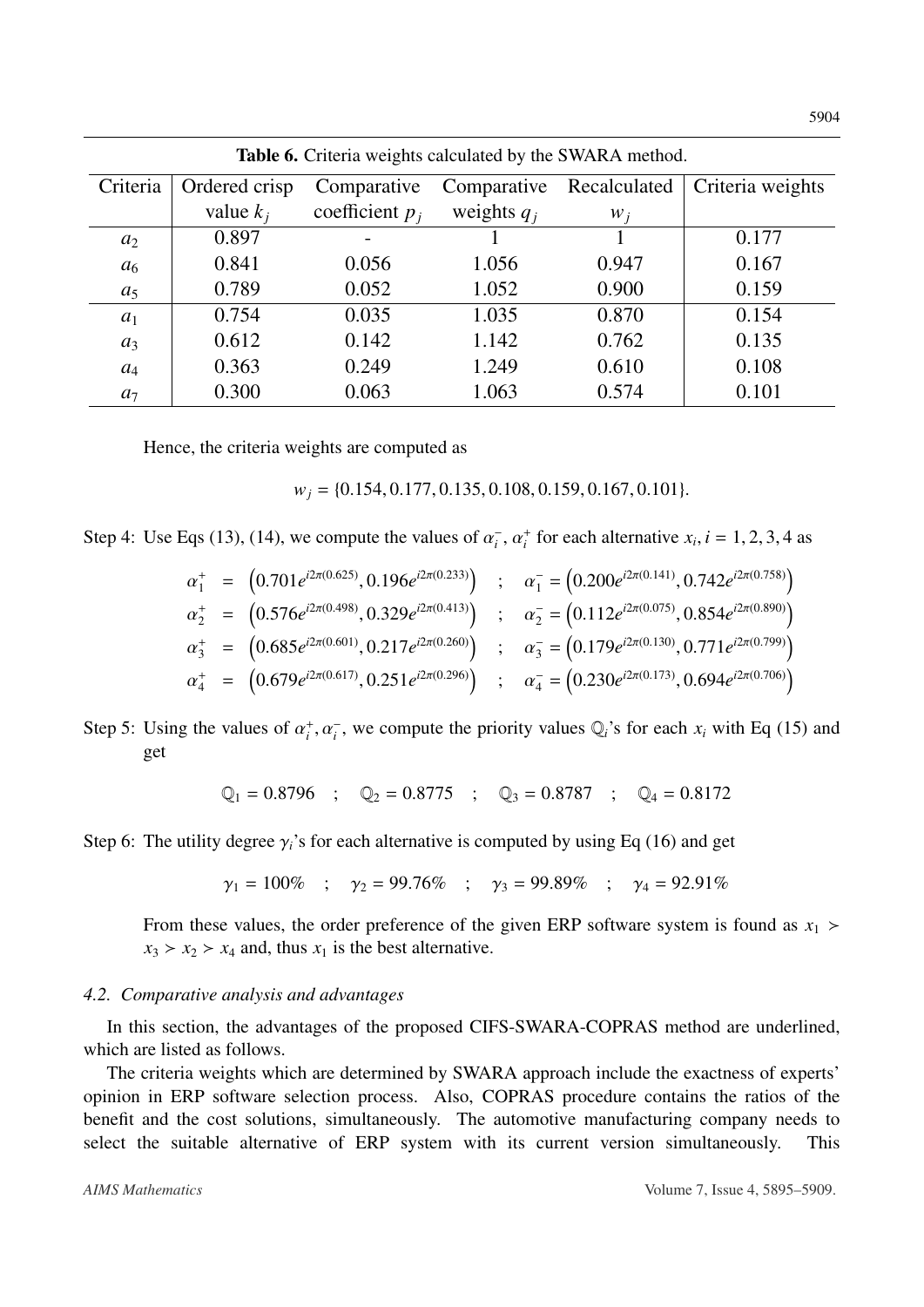**Table 6.** Criteria weights calculated by the SWARA method.

| Criteria | Ordered crisp value $k_j$ | Comparative coefficient $p_j$ | Comparative weights $q_j$ | Recalculated $w_j$ | Criteria weights |
|---|---|---|---|---|---|
| $a_2$ | 0.897 | - | 1 | 1 | 0.177 |
| $a_6$ | 0.841 | 0.056 | 1.056 | 0.947 | 0.167 |
| $a_5$ | 0.789 | 0.052 | 1.052 | 0.900 | 0.159 |
| $a_1$ | 0.754 | 0.035 | 1.035 | 0.870 | 0.154 |
| $a_3$ | 0.612 | 0.142 | 1.142 | 0.762 | 0.135 |
| $a_4$ | 0.363 | 0.249 | 1.249 | 0.610 | 0.108 |
| $a_7$ | 0.300 | 0.063 | 1.063 | 0.574 | 0.101 |

Hence, the criteria weights are computed as

$$w_j = \{0.154, 0.177, 0.135, 0.108, 0.159, 0.167, 0.101\}.$$

Step 4: Use Eqs (13), (14), we compute the values of $\alpha_i^-$, $\alpha_i^+$ for each alternative $x_i, i = 1, 2, 3, 4$ as

$$\begin{aligned}
\alpha_1^+ &= \left(0.701e^{i2\pi(0.625)}, 0.196e^{i2\pi(0.233)}\right) \quad ; \quad \alpha_1^- = \left(0.200e^{i2\pi(0.141)}, 0.742e^{i2\pi(0.758)}\right) \\
\alpha_2^+ &= \left(0.576e^{i2\pi(0.498)}, 0.329e^{i2\pi(0.413)}\right) \quad ; \quad \alpha_2^- = \left(0.112e^{i2\pi(0.075)}, 0.854e^{i2\pi(0.890)}\right) \\
\alpha_3^+ &= \left(0.685e^{i2\pi(0.601)}, 0.217e^{i2\pi(0.260)}\right) \quad ; \quad \alpha_3^- = \left(0.179e^{i2\pi(0.130)}, 0.771e^{i2\pi(0.799)}\right) \\
\alpha_4^+ &= \left(0.679e^{i2\pi(0.617)}, 0.251e^{i2\pi(0.296)}\right) \quad ; \quad \alpha_4^- = \left(0.230e^{i2\pi(0.173)}, 0.694e^{i2\pi(0.706)}\right)
\end{aligned}$$

Step 5: Using the values of $\alpha_i^+, \alpha_i^-$, we compute the priority values $\mathbb{Q}_i$'s for each $x_i$ with Eq (15) and get

$$\mathbb{Q}_1 = 0.8796 \quad ; \quad \mathbb{Q}_2 = 0.8775 \quad ; \quad \mathbb{Q}_3 = 0.8787 \quad ; \quad \mathbb{Q}_4 = 0.8172$$

Step 6: The utility degree $\gamma_i$'s for each alternative is computed by using Eq (16) and get

$$\gamma_1 = 100\% \quad ; \quad \gamma_2 = 99.76\% \quad ; \quad \gamma_3 = 99.89\% \quad ; \quad \gamma_4 = 92.91\%$$

From these values, the order preference of the given ERP software system is found as $x_1 \succ x_3 \succ x_2 \succ x_4$ and, thus $x_1$ is the best alternative.

### 4.2. Comparative analysis and advantages

In this section, the advantages of the proposed CIFS-SWARA-COPRAS method are underlined, which are listed as follows.

The criteria weights which are determined by SWARA approach include the exactness of experts' opinion in ERP software selection process. Also, COPRAS procedure contains the ratios of the benefit and the cost solutions, simultaneously. The automotive manufacturing company needs to select the suitable alternative of ERP system with its current version simultaneously. This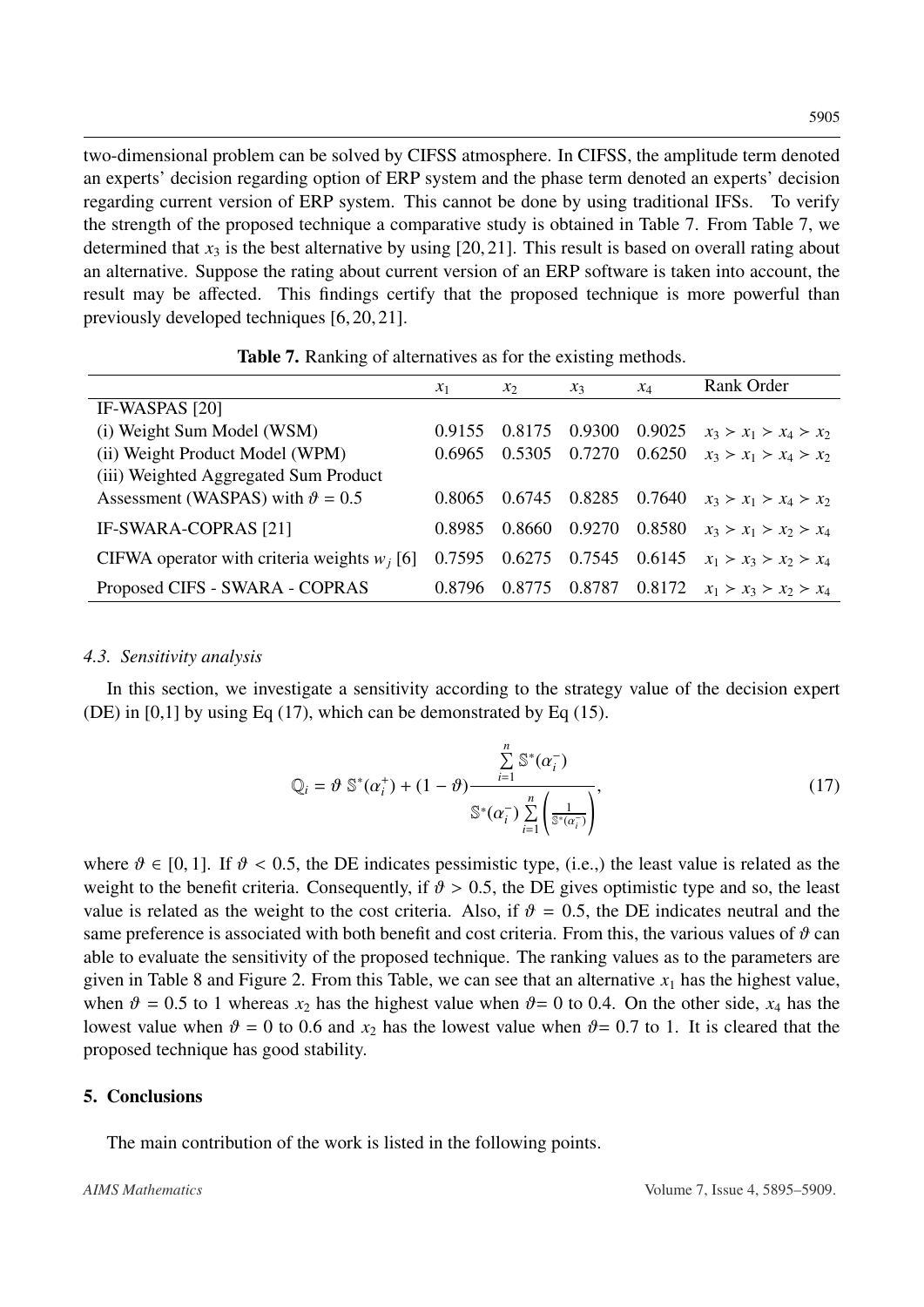two-dimensional problem can be solved by CIFSS atmosphere. In CIFSS, the amplitude term denoted an experts' decision regarding option of ERP system and the phase term denoted an experts' decision regarding current version of ERP system. This cannot be done by using traditional IFSs. To verify the strength of the proposed technique a comparative study is obtained in Table 7. From Table 7, we determined that $x_3$ is the best alternative by using [20, 21]. This result is based on overall rating about an alternative. Suppose the rating about current version of an ERP software is taken into account, the result may be affected. This findings certify that the proposed technique is more powerful than previously developed techniques [6, 20, 21].

**Table 7.** Ranking of alternatives as for the existing methods.

| | $x_1$ | $x_2$ | $x_3$ | $x_4$ | Rank Order |
|---|---|---|---|---|---|
| IF-WASPAS [20] | | | | | |
| (i) Weight Sum Model (WSM) | 0.9155 | 0.8175 | 0.9300 | 0.9025 | $x_3 \succ x_1 \succ x_4 \succ x_2$ |
| (ii) Weight Product Model (WPM) | 0.6965 | 0.5305 | 0.7270 | 0.6250 | $x_3 \succ x_1 \succ x_4 \succ x_2$ |
| (iii) Weighted Aggregated Sum Product Assessment (WASPAS) with $\vartheta = 0.5$ | 0.8065 | 0.6745 | 0.8285 | 0.7640 | $x_3 \succ x_1 \succ x_4 \succ x_2$ |
| IF-SWARA-COPRAS [21] | 0.8985 | 0.8660 | 0.9270 | 0.8580 | $x_3 \succ x_1 \succ x_2 \succ x_4$ |
| CIFWA operator with criteria weights $w_j$ [6] | 0.7595 | 0.6275 | 0.7545 | 0.6145 | $x_1 \succ x_3 \succ x_2 \succ x_4$ |
| Proposed CIFS - SWARA - COPRAS | 0.8796 | 0.8775 | 0.8787 | 0.8172 | $x_1 \succ x_3 \succ x_2 \succ x_4$ |

### 4.3. Sensitivity analysis

In this section, we investigate a sensitivity according to the strategy value of the decision expert (DE) in [0,1] by using Eq (17), which can be demonstrated by Eq (15).

$$\mathbb{Q}_i = \vartheta\ \mathbb{S}^*(\alpha_i^+) + (1-\vartheta)\frac{\sum\limits_{i=1}^{n}\mathbb{S}^*(\alpha_i^-)}{\mathbb{S}^*(\alpha_i^-)\sum\limits_{i=1}^{n}\left(\frac{1}{\mathbb{S}^*(\alpha_i^-)}\right)}, \tag{17}$$

where $\vartheta \in [0, 1]$. If $\vartheta < 0.5$, the DE indicates pessimistic type, (i.e.,) the least value is related as the weight to the benefit criteria. Consequently, if $\vartheta > 0.5$, the DE gives optimistic type and so, the least value is related as the weight to the cost criteria. Also, if $\vartheta = 0.5$, the DE indicates neutral and the same preference is associated with both benefit and cost criteria. From this, the various values of $\vartheta$ can able to evaluate the sensitivity of the proposed technique. The ranking values as to the parameters are given in Table 8 and Figure 2. From this Table, we can see that an alternative $x_1$ has the highest value, when $\vartheta = 0.5$ to 1 whereas $x_2$ has the highest value when $\vartheta$= 0 to 0.4. On the other side, $x_4$ has the lowest value when $\vartheta = 0$ to 0.6 and $x_2$ has the lowest value when $\vartheta$= 0.7 to 1. It is cleared that the proposed technique has good stability.

## 5. Conclusions

The main contribution of the work is listed in the following points.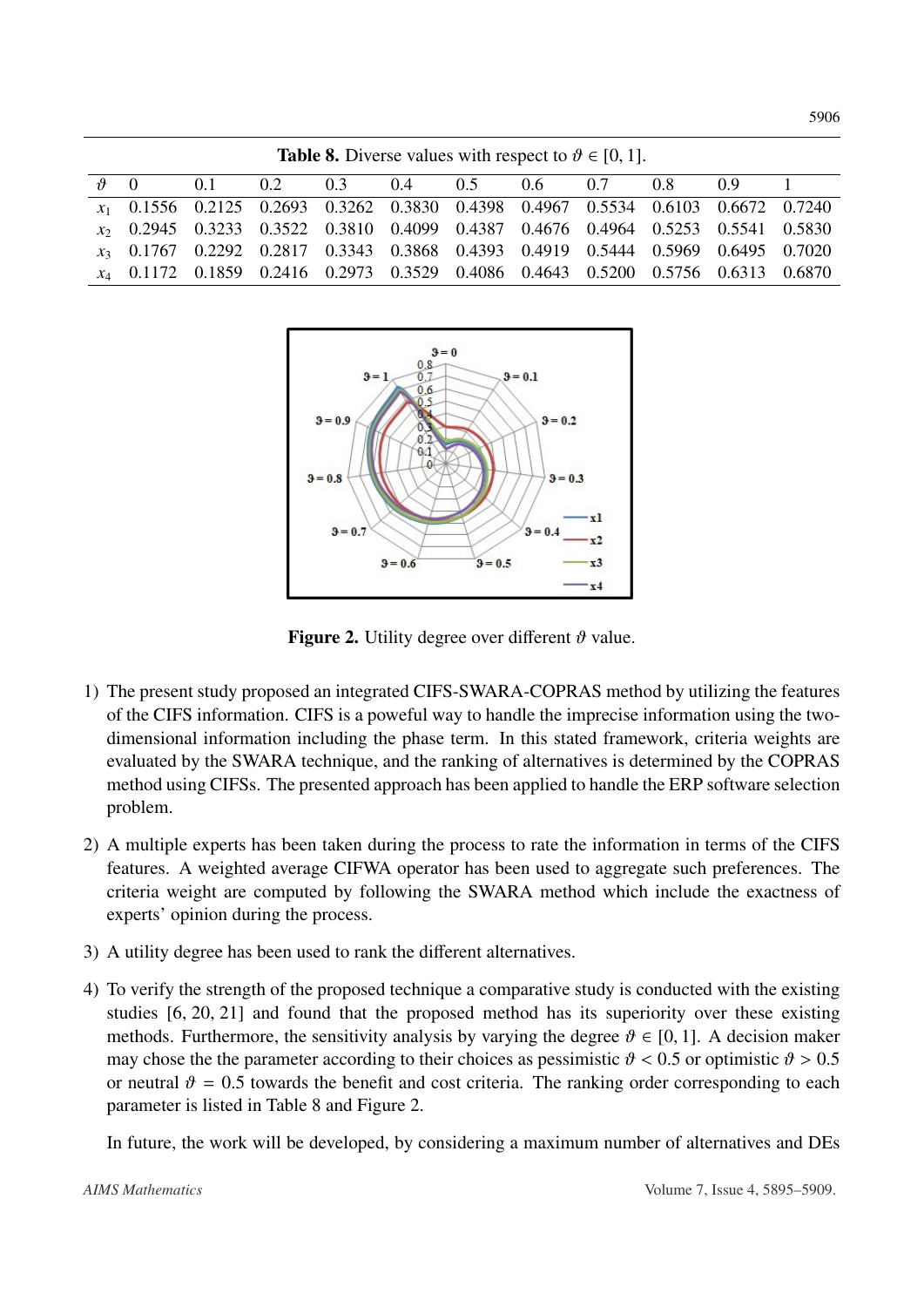**Table 8.** Diverse values with respect to $\vartheta \in [0, 1]$.

| $\vartheta$ | 0 | 0.1 | 0.2 | 0.3 | 0.4 | 0.5 | 0.6 | 0.7 | 0.8 | 0.9 | 1 |
|---|---|---|---|---|---|---|---|---|---|---|---|
| $x_1$ | 0.1556 | 0.2125 | 0.2693 | 0.3262 | 0.3830 | 0.4398 | 0.4967 | 0.5534 | 0.6103 | 0.6672 | 0.7240 |
| $x_2$ | 0.2945 | 0.3233 | 0.3522 | 0.3810 | 0.4099 | 0.4387 | 0.4676 | 0.4964 | 0.5253 | 0.5541 | 0.5830 |
| $x_3$ | 0.1767 | 0.2292 | 0.2817 | 0.3343 | 0.3868 | 0.4393 | 0.4919 | 0.5444 | 0.5969 | 0.6495 | 0.7020 |
| $x_4$ | 0.1172 | 0.1859 | 0.2416 | 0.2973 | 0.3529 | 0.4086 | 0.4643 | 0.5200 | 0.5756 | 0.6313 | 0.6870 |

**Figure 2.** Utility degree over different $\vartheta$ value.

1) The present study proposed an integrated CIFS-SWARA-COPRAS method by utilizing the features of the CIFS information. CIFS is a poweful way to handle the imprecise information using the two-dimensional information including the phase term. In this stated framework, criteria weights are evaluated by the SWARA technique, and the ranking of alternatives is determined by the COPRAS method using CIFSs. The presented approach has been applied to handle the ERP software selection problem.

2) A multiple experts has been taken during the process to rate the information in terms of the CIFS features. A weighted average CIFWA operator has been used to aggregate such preferences. The criteria weight are computed by following the SWARA method which include the exactness of experts' opinion during the process.

3) A utility degree has been used to rank the different alternatives.

4) To verify the strength of the proposed technique a comparative study is conducted with the existing studies [6, 20, 21] and found that the proposed method has its superiority over these existing methods. Furthermore, the sensitivity analysis by varying the degree $\vartheta \in [0, 1]$. A decision maker may chose the the parameter according to their choices as pessimistic $\vartheta < 0.5$ or optimistic $\vartheta > 0.5$ or neutral $\vartheta = 0.5$ towards the benefit and cost criteria. The ranking order corresponding to each parameter is listed in Table 8 and Figure 2.

In future, the work will be developed, by considering a maximum number of alternatives and DEs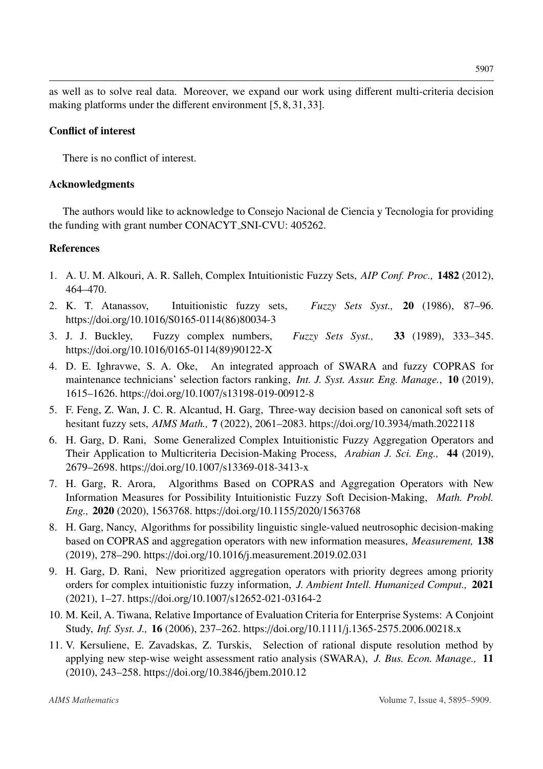as well as to solve real data. Moreover, we expand our work using different multi-criteria decision making platforms under the different environment [5, 8, 31, 33].

## Conflict of interest

There is no conflict of interest.

## Acknowledgments

The authors would like to acknowledge to Consejo Nacional de Ciencia y Tecnologia for providing the funding with grant number CONACYT_SNI-CVU: 405262.

## References

1. A. U. M. Alkouri, A. R. Salleh, Complex Intuitionistic Fuzzy Sets, *AIP Conf. Proc.,* **1482** (2012), 464–470.
2. K. T. Atanassov, Intuitionistic fuzzy sets, *Fuzzy Sets Syst.,* **20** (1986), 87–96. https://doi.org/10.1016/S0165-0114(86)80034-3
3. J. J. Buckley, Fuzzy complex numbers, *Fuzzy Sets Syst.,* **33** (1989), 333–345. https://doi.org/10.1016/0165-0114(89)90122-X
4. D. E. Ighravwe, S. A. Oke, An integrated approach of SWARA and fuzzy COPRAS for maintenance technicians' selection factors ranking, *Int. J. Syst. Assur. Eng. Manage.*, **10** (2019), 1615–1626. https://doi.org/10.1007/s13198-019-00912-8
5. F. Feng, Z. Wan, J. C. R. Alcantud, H. Garg, Three-way decision based on canonical soft sets of hesitant fuzzy sets, *AIMS Math.,* **7** (2022), 2061–2083. https://doi.org/10.3934/math.2022118
6. H. Garg, D. Rani, Some Generalized Complex Intuitionistic Fuzzy Aggregation Operators and Their Application to Multicriteria Decision-Making Process, *Arabian J. Sci. Eng.,* **44** (2019), 2679–2698. https://doi.org/10.1007/s13369-018-3413-x
7. H. Garg, R. Arora, Algorithms Based on COPRAS and Aggregation Operators with New Information Measures for Possibility Intuitionistic Fuzzy Soft Decision-Making, *Math. Probl. Eng.,* **2020** (2020), 1563768. https://doi.org/10.1155/2020/1563768
8. H. Garg, Nancy, Algorithms for possibility linguistic single-valued neutrosophic decision-making based on COPRAS and aggregation operators with new information measures, *Measurement,* **138** (2019), 278–290. https://doi.org/10.1016/j.measurement.2019.02.031
9. H. Garg, D. Rani, New prioritized aggregation operators with priority degrees among priority orders for complex intuitionistic fuzzy information, *J. Ambient Intell. Humanized Comput.,* **2021** (2021), 1–27. https://doi.org/10.1007/s12652-021-03164-2
10. M. Keil, A. Tiwana, Relative Importance of Evaluation Criteria for Enterprise Systems: A Conjoint Study, *Inf. Syst. J.,* **16** (2006), 237–262. https://doi.org/10.1111/j.1365-2575.2006.00218.x
11. V. Kersuliene, E. Zavadskas, Z. Turskis, Selection of rational dispute resolution method by applying new step-wise weight assessment ratio analysis (SWARA), *J. Bus. Econ. Manage.,* **11** (2010), 243–258. https://doi.org/10.3846/jbem.2010.12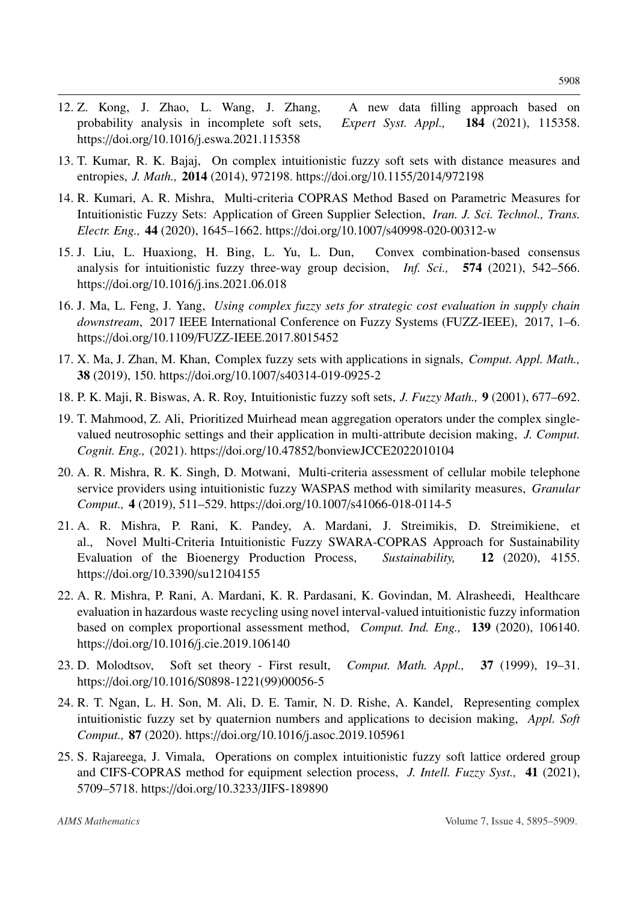12. Z. Kong, J. Zhao, L. Wang, J. Zhang, A new data filling approach based on probability analysis in incomplete soft sets, *Expert Syst. Appl.,* **184** (2021), 115358. https://doi.org/10.1016/j.eswa.2021.115358

13. T. Kumar, R. K. Bajaj, On complex intuitionistic fuzzy soft sets with distance measures and entropies, *J. Math.,* **2014** (2014), 972198. https://doi.org/10.1155/2014/972198

14. R. Kumari, A. R. Mishra, Multi-criteria COPRAS Method Based on Parametric Measures for Intuitionistic Fuzzy Sets: Application of Green Supplier Selection, *Iran. J. Sci. Technol., Trans. Electr. Eng.,* **44** (2020), 1645–1662. https://doi.org/10.1007/s40998-020-00312-w

15. J. Liu, L. Huaxiong, H. Bing, L. Yu, L. Dun, Convex combination-based consensus analysis for intuitionistic fuzzy three-way group decision, *Inf. Sci.,* **574** (2021), 542–566. https://doi.org/10.1016/j.ins.2021.06.018

16. J. Ma, L. Feng, J. Yang, *Using complex fuzzy sets for strategic cost evaluation in supply chain downstream*, 2017 IEEE International Conference on Fuzzy Systems (FUZZ-IEEE), 2017, 1–6. https://doi.org/10.1109/FUZZ-IEEE.2017.8015452

17. X. Ma, J. Zhan, M. Khan, Complex fuzzy sets with applications in signals, *Comput. Appl. Math.,* **38** (2019), 150. https://doi.org/10.1007/s40314-019-0925-2

18. P. K. Maji, R. Biswas, A. R. Roy, Intuitionistic fuzzy soft sets, *J. Fuzzy Math.,* **9** (2001), 677–692.

19. T. Mahmood, Z. Ali, Prioritized Muirhead mean aggregation operators under the complex single-valued neutrosophic settings and their application in multi-attribute decision making, *J. Comput. Cognit. Eng.,* (2021). https://doi.org/10.47852/bonviewJCCE2022010104

20. A. R. Mishra, R. K. Singh, D. Motwani, Multi-criteria assessment of cellular mobile telephone service providers using intuitionistic fuzzy WASPAS method with similarity measures, *Granular Comput.,* **4** (2019), 511–529. https://doi.org/10.1007/s41066-018-0114-5

21. A. R. Mishra, P. Rani, K. Pandey, A. Mardani, J. Streimikis, D. Streimikiene, et al., Novel Multi-Criteria Intuitionistic Fuzzy SWARA-COPRAS Approach for Sustainability Evaluation of the Bioenergy Production Process, *Sustainability,* **12** (2020), 4155. https://doi.org/10.3390/su12104155

22. A. R. Mishra, P. Rani, A. Mardani, K. R. Pardasani, K. Govindan, M. Alrasheedi, Healthcare evaluation in hazardous waste recycling using novel interval-valued intuitionistic fuzzy information based on complex proportional assessment method, *Comput. Ind. Eng.,* **139** (2020), 106140. https://doi.org/10.1016/j.cie.2019.106140

23. D. Molodtsov, Soft set theory - First result, *Comput. Math. Appl.,* **37** (1999), 19–31. https://doi.org/10.1016/S0898-1221(99)00056-5

24. R. T. Ngan, L. H. Son, M. Ali, D. E. Tamir, N. D. Rishe, A. Kandel, Representing complex intuitionistic fuzzy set by quaternion numbers and applications to decision making, *Appl. Soft Comput.,* **87** (2020). https://doi.org/10.1016/j.asoc.2019.105961

25. S. Rajareega, J. Vimala, Operations on complex intuitionistic fuzzy soft lattice ordered group and CIFS-COPRAS method for equipment selection process, *J. Intell. Fuzzy Syst.,* **41** (2021), 5709–5718. https://doi.org/10.3233/JIFS-189890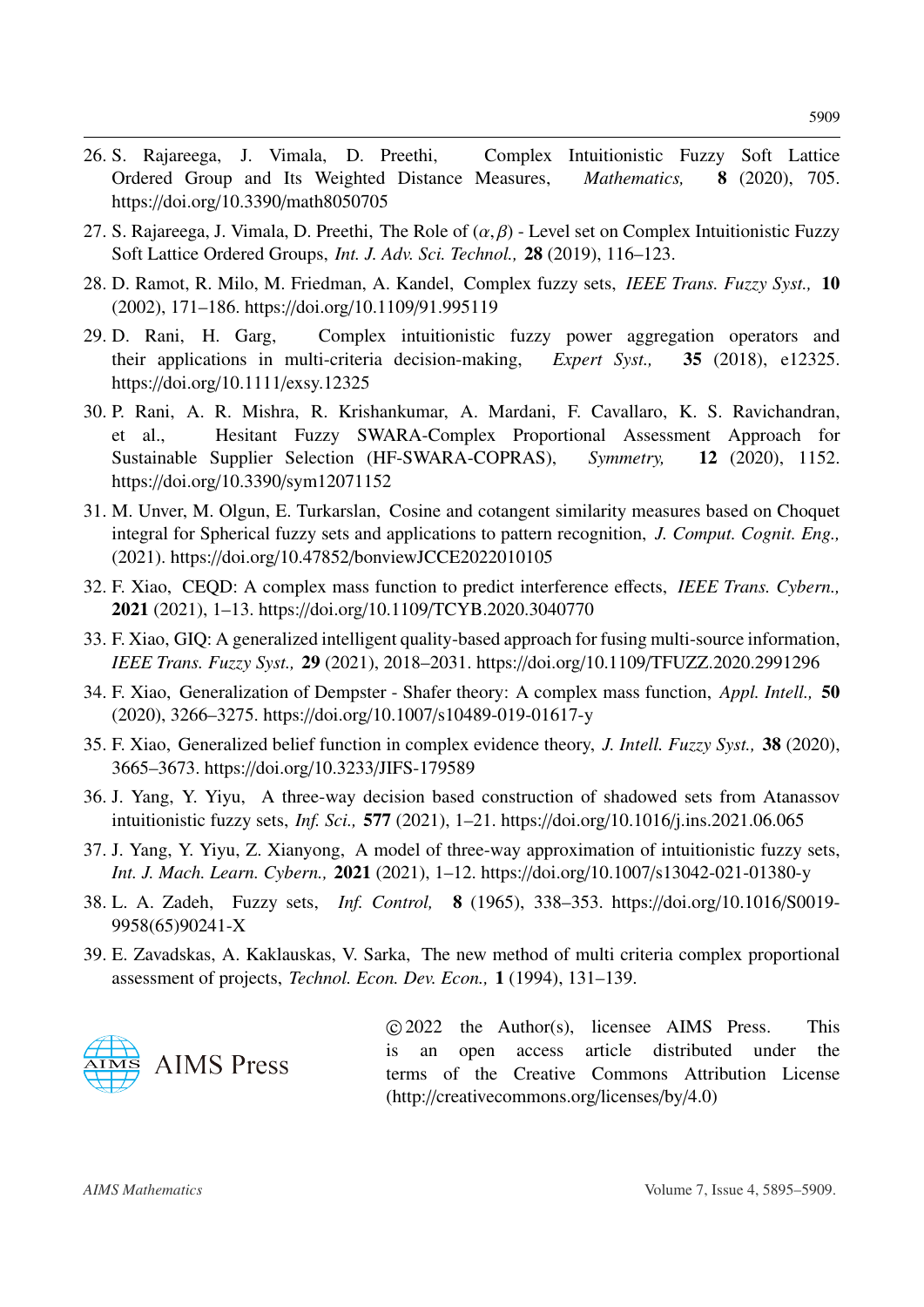26. S. Rajareega, J. Vimala, D. Preethi, Complex Intuitionistic Fuzzy Soft Lattice Ordered Group and Its Weighted Distance Measures, *Mathematics,* **8** (2020), 705. https://doi.org/10.3390/math8050705

27. S. Rajareega, J. Vimala, D. Preethi, The Role of $(\alpha, \beta)$ - Level set on Complex Intuitionistic Fuzzy Soft Lattice Ordered Groups, *Int. J. Adv. Sci. Technol.,* **28** (2019), 116–123.

28. D. Ramot, R. Milo, M. Friedman, A. Kandel, Complex fuzzy sets, *IEEE Trans. Fuzzy Syst.,* **10** (2002), 171–186. https://doi.org/10.1109/91.995119

29. D. Rani, H. Garg, Complex intuitionistic fuzzy power aggregation operators and their applications in multi-criteria decision-making, *Expert Syst.,* **35** (2018), e12325. https://doi.org/10.1111/exsy.12325

30. P. Rani, A. R. Mishra, R. Krishankumar, A. Mardani, F. Cavallaro, K. S. Ravichandran, et al., Hesitant Fuzzy SWARA-Complex Proportional Assessment Approach for Sustainable Supplier Selection (HF-SWARA-COPRAS), *Symmetry,* **12** (2020), 1152. https://doi.org/10.3390/sym12071152

31. M. Unver, M. Olgun, E. Turkarslan, Cosine and cotangent similarity measures based on Choquet integral for Spherical fuzzy sets and applications to pattern recognition, *J. Comput. Cognit. Eng.,* (2021). https://doi.org/10.47852/bonviewJCCE2022010105

32. F. Xiao, CEQD: A complex mass function to predict interference effects, *IEEE Trans. Cybern.,* **2021** (2021), 1–13. https://doi.org/10.1109/TCYB.2020.3040770

33. F. Xiao, GIQ: A generalized intelligent quality-based approach for fusing multi-source information, *IEEE Trans. Fuzzy Syst.,* **29** (2021), 2018–2031. https://doi.org/10.1109/TFUZZ.2020.2991296

34. F. Xiao, Generalization of Dempster - Shafer theory: A complex mass function, *Appl. Intell.,* **50** (2020), 3266–3275. https://doi.org/10.1007/s10489-019-01617-y

35. F. Xiao, Generalized belief function in complex evidence theory, *J. Intell. Fuzzy Syst.,* **38** (2020), 3665–3673. https://doi.org/10.3233/JIFS-179589

36. J. Yang, Y. Yiyu, A three-way decision based construction of shadowed sets from Atanassov intuitionistic fuzzy sets, *Inf. Sci.,* **577** (2021), 1–21. https://doi.org/10.1016/j.ins.2021.06.065

37. J. Yang, Y. Yiyu, Z. Xianyong, A model of three-way approximation of intuitionistic fuzzy sets, *Int. J. Mach. Learn. Cybern.,* **2021** (2021), 1–12. https://doi.org/10.1007/s13042-021-01380-y

38. L. A. Zadeh, Fuzzy sets, *Inf. Control,* **8** (1965), 338–353. https://doi.org/10.1016/S0019-9958(65)90241-X

39. E. Zavadskas, A. Kaklauskas, V. Sarka, The new method of multi criteria complex proportional assessment of projects, *Technol. Econ. Dev. Econ.,* **1** (1994), 131–139.

AIMS Press

© 2022 the Author(s), licensee AIMS Press. This is an open access article distributed under the terms of the Creative Commons Attribution License (http://creativecommons.org/licenses/by/4.0)